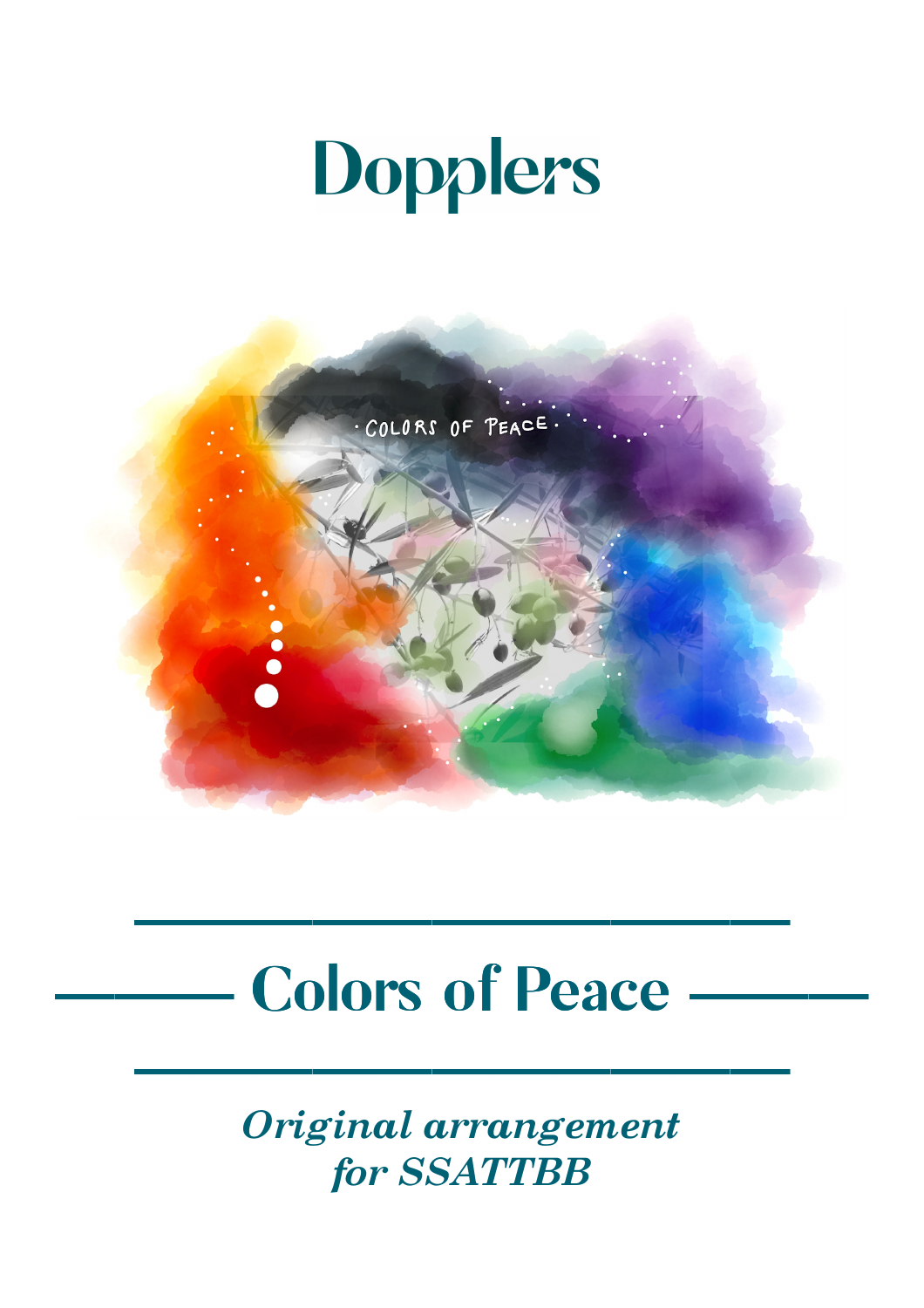# Dopplers

## Colors of Peace

*Original arrangement for SSATTBB*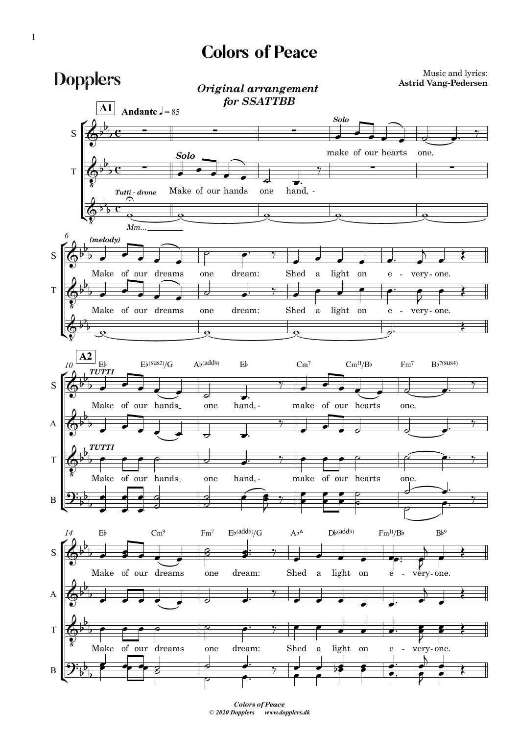# Colors of Peace

## Dopplers

Music and lyrics:
**Astrid Vang-Pedersen**

***Original arrangement for SSATTBB***

**A1** **Andante** ♩ = 85

*Tutti - drone* Mm...

*Solo* Make of our hands one hand, -

*Solo* make of our hearts one.

*(melody)* Make of our dreams one dream: Shed a light on e - very-one.

Make of our dreams one dream: Shed a light on e - very-one.

**A2**

Eb Eb(sus2)/G Ab(add9) Eb Cm7 Cm11/Bb Fm7 Bb7(sus4)

*TUTTI* Make of our hands one hand, - make of our hearts one.

*TUTTI* Make of our hands one hand, - make of our hearts one.

Eb Cm9 Fm7 Eb(add9)/G AbΔ Db(add9) Fm11/Bb Bb9

Make of our dreams one dream: Shed a light on e - very-one.

Make of our dreams one dream: Shed a light on e - very-one.

*Colors of Peace*
*© 2020 Dopplers www.dopplers.dk*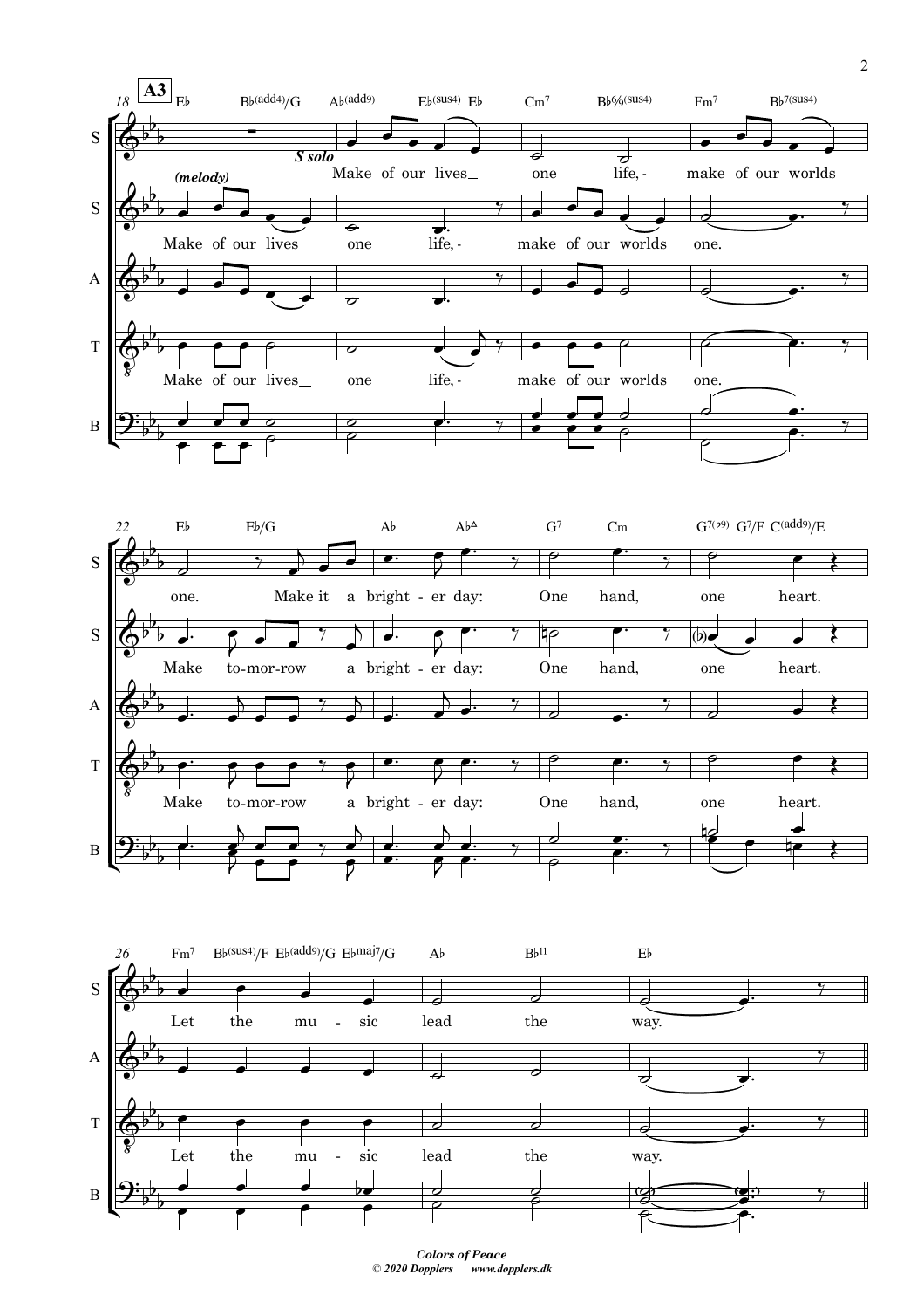**A3**

*S solo*

Make of our lives one life, make of our worlds one. Make it a bright - er day: One hand, one heart.

*(melody)*

Make of our lives one life, make of our worlds one. Make to-mor-row a bright - er day: One hand, one heart.

Let the mu - sic lead the way.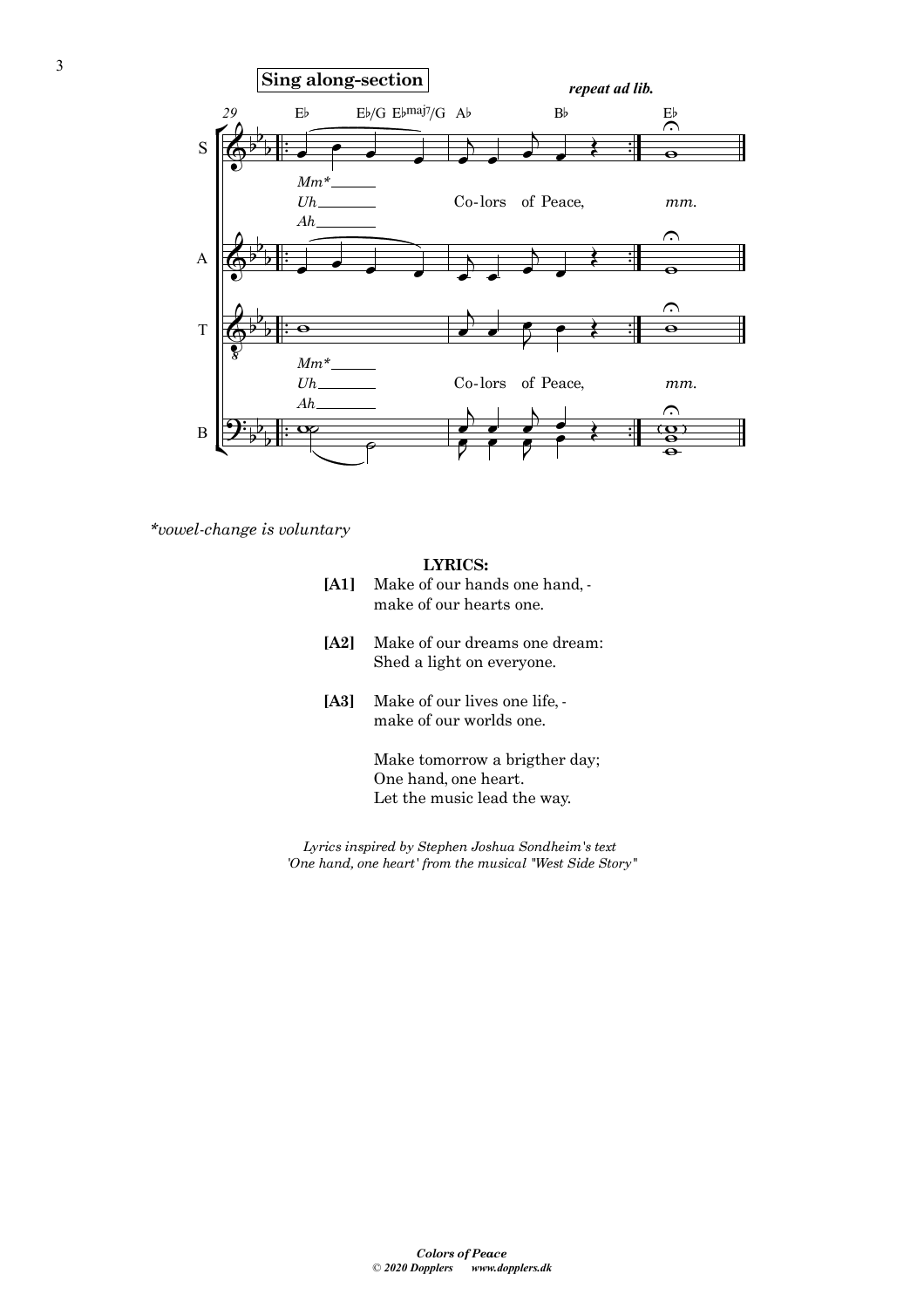**Sing along-section**

*repeat ad lib.*

*\*vowel-change is voluntary*

**LYRICS:**

**[A1]** Make of our hands one hand, -
make of our hearts one.

**[A2]** Make of our dreams one dream:
Shed a light on everyone.

**[A3]** Make of our lives one life, -
make of our worlds one.

Make tomorrow a brigther day;
One hand, one heart.
Let the music lead the way.

*Lyrics inspired by Stephen Joshua Sondheim's text 'One hand, one heart' from the musical "West Side Story"*